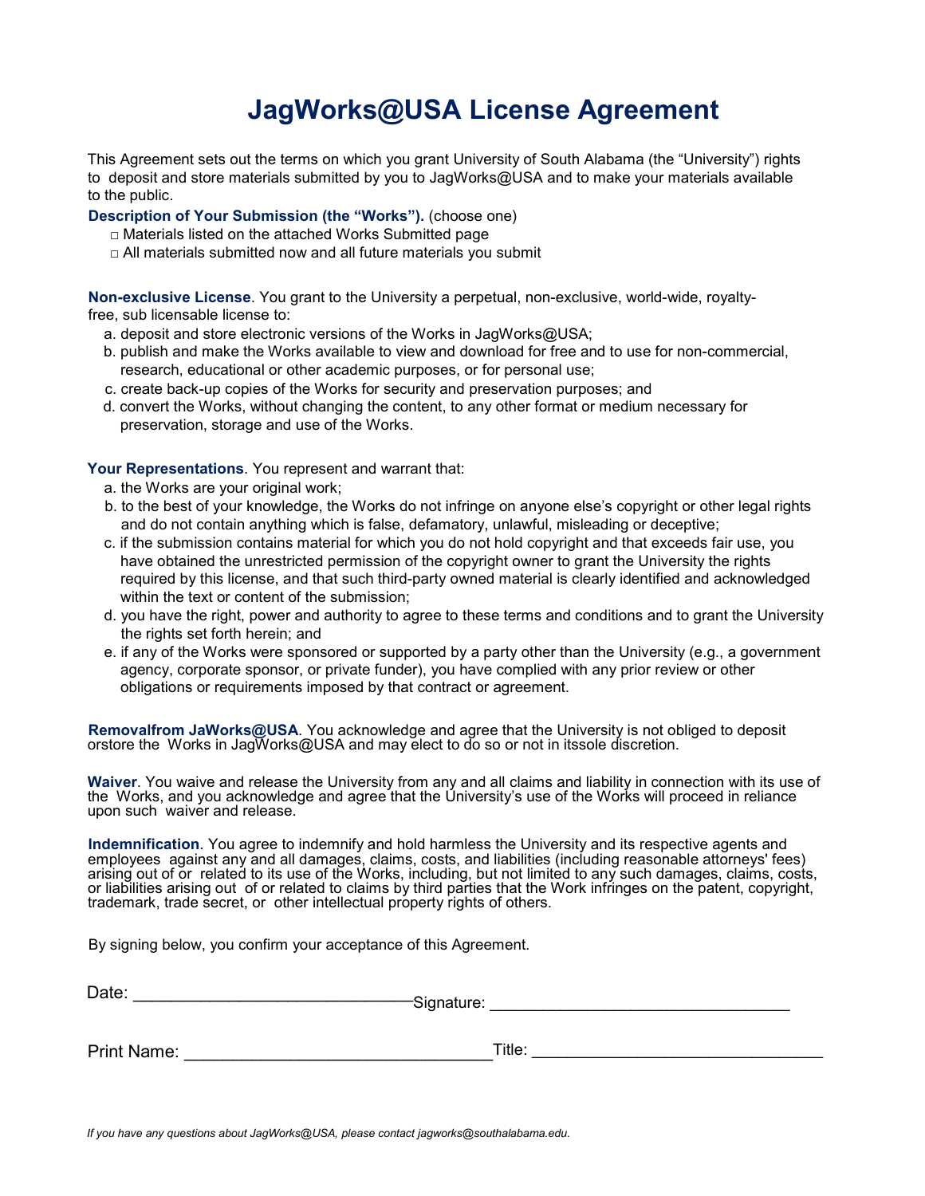# JagWorks@USA License Agreement

This Agreement sets out the terms on which you grant University of South Alabama (the "University") rights to deposit and store materials submitted by you to JagWorks@USA and to make your materials available to the public.

**Description of Your Submission (the "Works").** (choose one)

- □ Materials listed on the attached Works Submitted page
- □ All materials submitted now and all future materials you submit

**Non-exclusive License**. You grant to the University a perpetual, non-exclusive, world-wide, royalty-free, sub licensable license to:

a. deposit and store electronic versions of the Works in JagWorks@USA;
b. publish and make the Works available to view and download for free and to use for non-commercial, research, educational or other academic purposes, or for personal use;
c. create back-up copies of the Works for security and preservation purposes; and
d. convert the Works, without changing the content, to any other format or medium necessary for preservation, storage and use of the Works.

**Your Representations**. You represent and warrant that:

a. the Works are your original work;
b. to the best of your knowledge, the Works do not infringe on anyone else's copyright or other legal rights and do not contain anything which is false, defamatory, unlawful, misleading or deceptive;
c. if the submission contains material for which you do not hold copyright and that exceeds fair use, you have obtained the unrestricted permission of the copyright owner to grant the University the rights required by this license, and that such third-party owned material is clearly identified and acknowledged within the text or content of the submission;
d. you have the right, power and authority to agree to these terms and conditions and to grant the University the rights set forth herein; and
e. if any of the Works were sponsored or supported by a party other than the University (e.g., a government agency, corporate sponsor, or private funder), you have complied with any prior review or other obligations or requirements imposed by that contract or agreement.

**Removalfrom JaWorks@USA**. You acknowledge and agree that the University is not obliged to deposit orstore the Works in JagWorks@USA and may elect to do so or not in itssole discretion.

**Waiver**. You waive and release the University from any and all claims and liability in connection with its use of the Works, and you acknowledge and agree that the University's use of the Works will proceed in reliance upon such waiver and release.

**Indemnification**. You agree to indemnify and hold harmless the University and its respective agents and employees against any and all damages, claims, costs, and liabilities (including reasonable attorneys' fees) arising out of or related to its use of the Works, including, but not limited to any such damages, claims, costs, or liabilities arising out of or related to claims by third parties that the Work infringes on the patent, copyright, trademark, trade secret, or other intellectual property rights of others.

By signing below, you confirm your acceptance of this Agreement.

Date: ______________________________ Signature: ________________________________

Print Name: _________________________________ Title: _______________________________

*If you have any questions about JagWorks@USA, please contact jagworks@southalabama.edu.*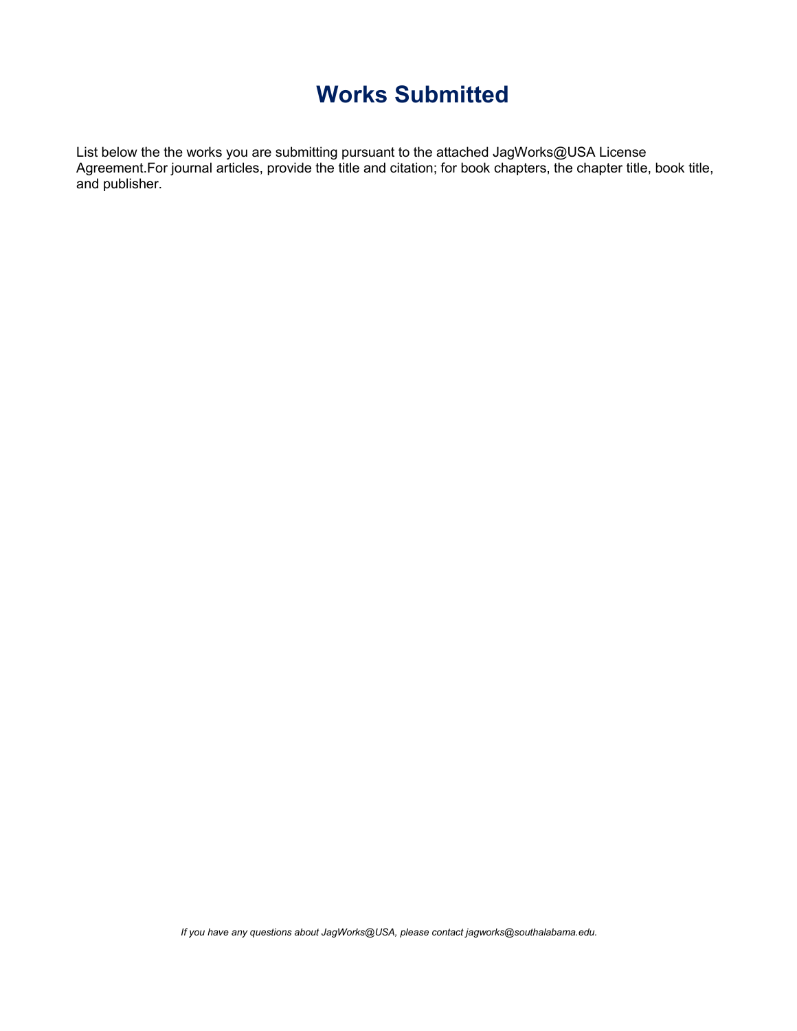# Works Submitted

List below the the works you are submitting pursuant to the attached JagWorks@USA License Agreement.For journal articles, provide the title and citation; for book chapters, the chapter title, book title, and publisher.

*If you have any questions about JagWorks@USA, please contact jagworks@southalabama.edu.*